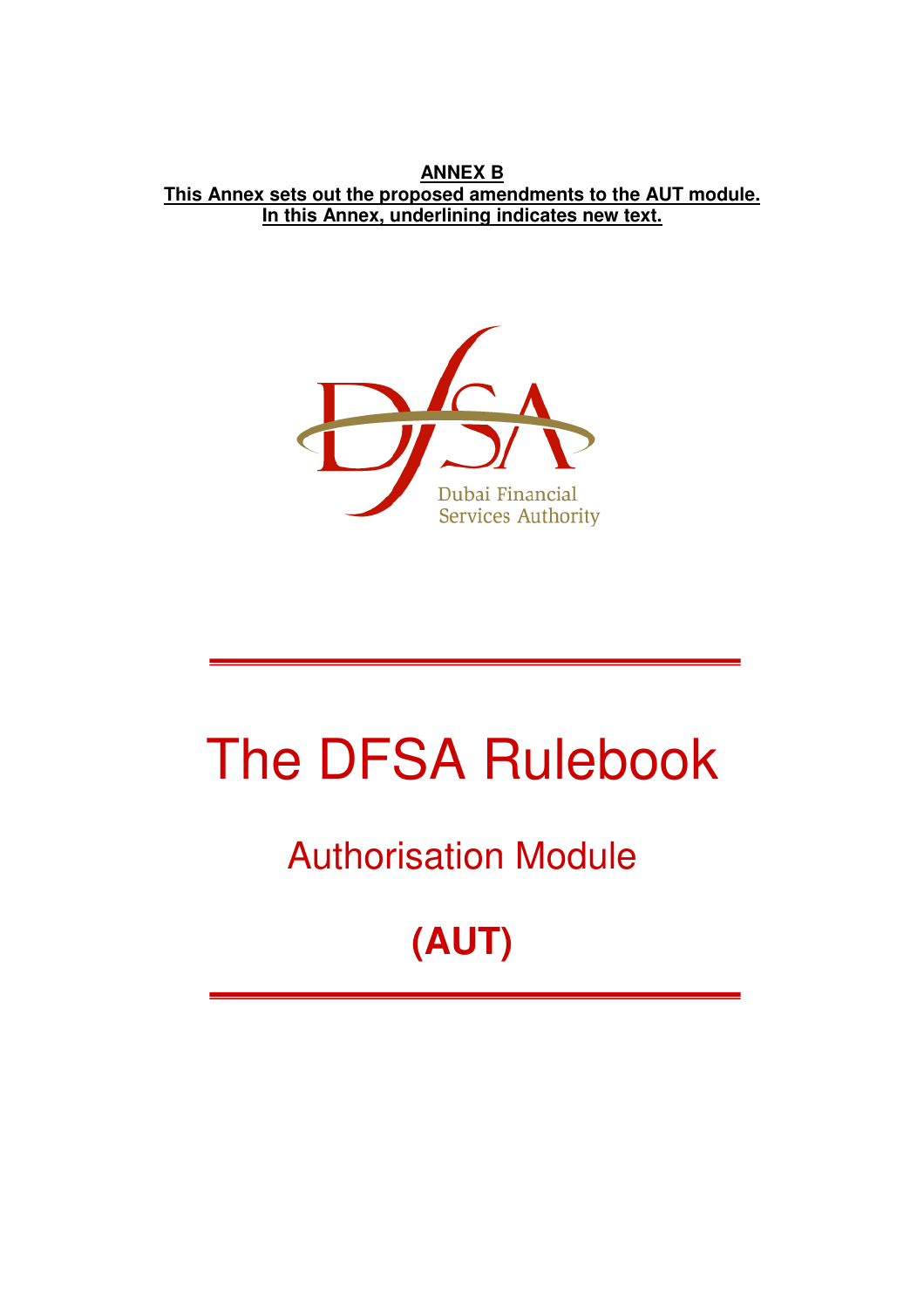**ANNEX B**
**This Annex sets out the proposed amendments to the AUT module.**
**In this Annex, underlining indicates new text.**

Dubai Financial Services Authority

# The DFSA Rulebook

## Authorisation Module

## (AUT)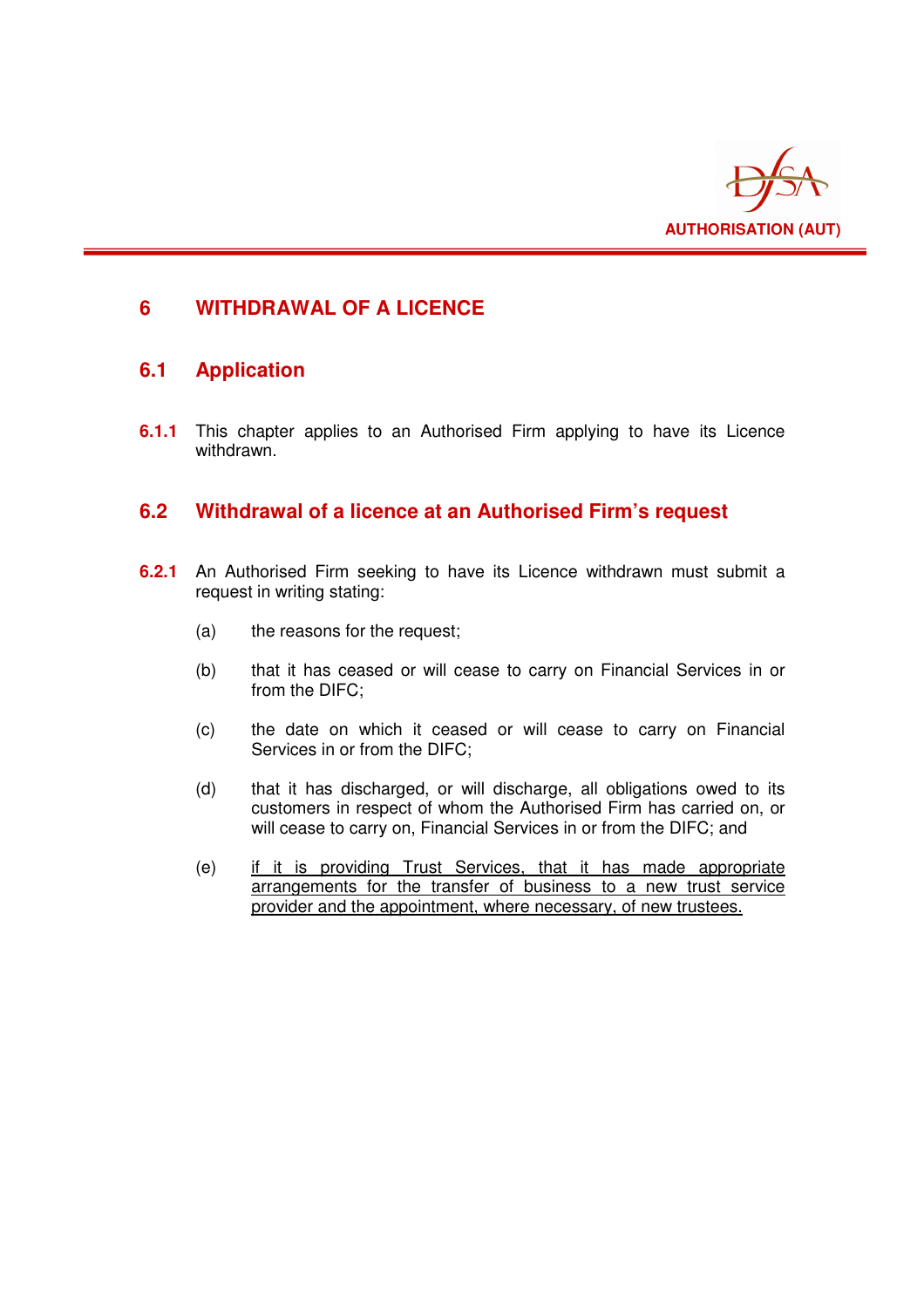# 6 WITHDRAWAL OF A LICENCE

## 6.1 Application

**6.1.1** This chapter applies to an Authorised Firm applying to have its Licence withdrawn.

## 6.2 Withdrawal of a licence at an Authorised Firm's request

**6.2.1** An Authorised Firm seeking to have its Licence withdrawn must submit a request in writing stating:

(a) the reasons for the request;

(b) that it has ceased or will cease to carry on Financial Services in or from the DIFC;

(c) the date on which it ceased or will cease to carry on Financial Services in or from the DIFC;

(d) that it has discharged, or will discharge, all obligations owed to its customers in respect of whom the Authorised Firm has carried on, or will cease to carry on, Financial Services in or from the DIFC; and

(e) <u>if it is providing Trust Services, that it has made appropriate arrangements for the transfer of business to a new trust service provider and the appointment, where necessary, of new trustees.</u>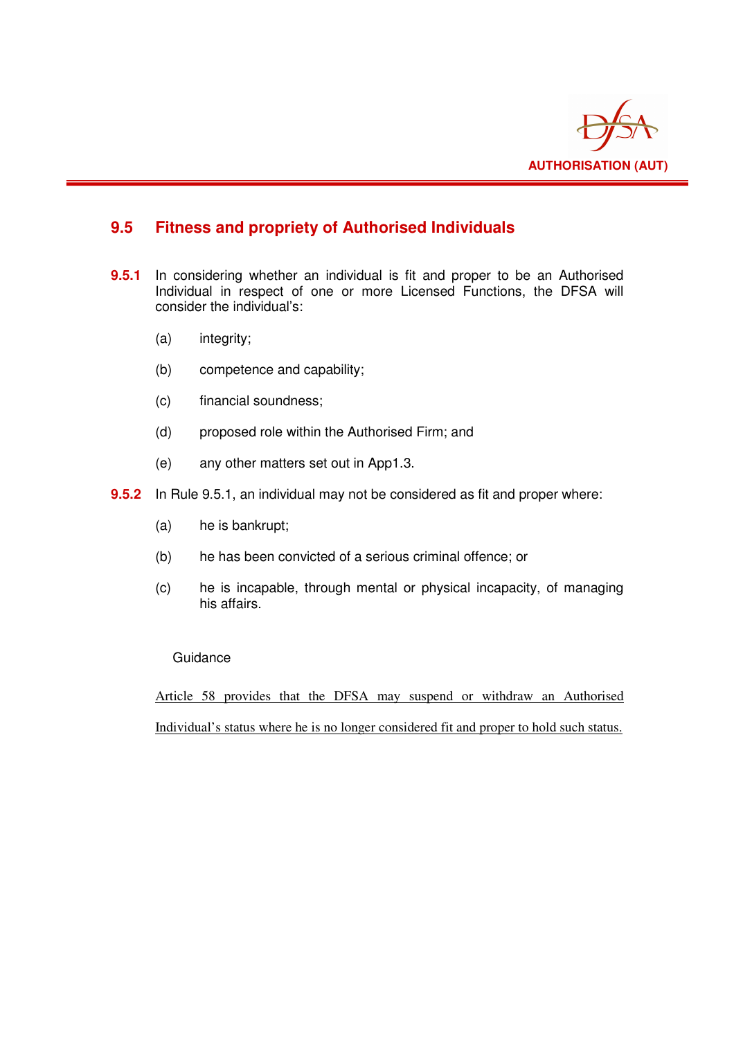## 9.5 Fitness and propriety of Authorised Individuals

**9.5.1** In considering whether an individual is fit and proper to be an Authorised Individual in respect of one or more Licensed Functions, the DFSA will consider the individual's:

(a) integrity;

(b) competence and capability;

(c) financial soundness;

(d) proposed role within the Authorised Firm; and

(e) any other matters set out in App1.3.

**9.5.2** In Rule 9.5.1, an individual may not be considered as fit and proper where:

(a) he is bankrupt;

(b) he has been convicted of a serious criminal offence; or

(c) he is incapable, through mental or physical incapacity, of managing his affairs.

Guidance

Article 58 provides that the DFSA may suspend or withdraw an Authorised Individual's status where he is no longer considered fit and proper to hold such status.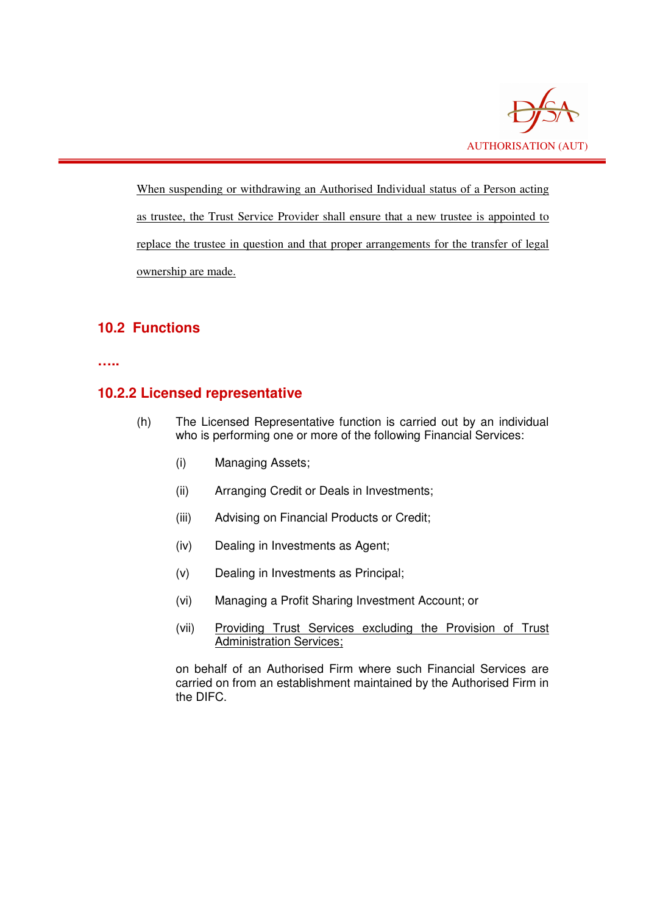<u>When suspending or withdrawing an Authorised Individual status of a Person acting as trustee, the Trust Service Provider shall ensure that a new trustee is appointed to replace the trustee in question and that proper arrangements for the transfer of legal ownership are made.</u>

## 10.2 Functions

**.....**

## 10.2.2 Licensed representative

(h) The Licensed Representative function is carried out by an individual who is performing one or more of the following Financial Services:

- (i) Managing Assets;
- (ii) Arranging Credit or Deals in Investments;
- (iii) Advising on Financial Products or Credit;
- (iv) Dealing in Investments as Agent;
- (v) Dealing in Investments as Principal;
- (vi) Managing a Profit Sharing Investment Account; or
- (vii) <u>Providing Trust Services excluding the Provision of Trust Administration Services;</u>

on behalf of an Authorised Firm where such Financial Services are carried on from an establishment maintained by the Authorised Firm in the DIFC.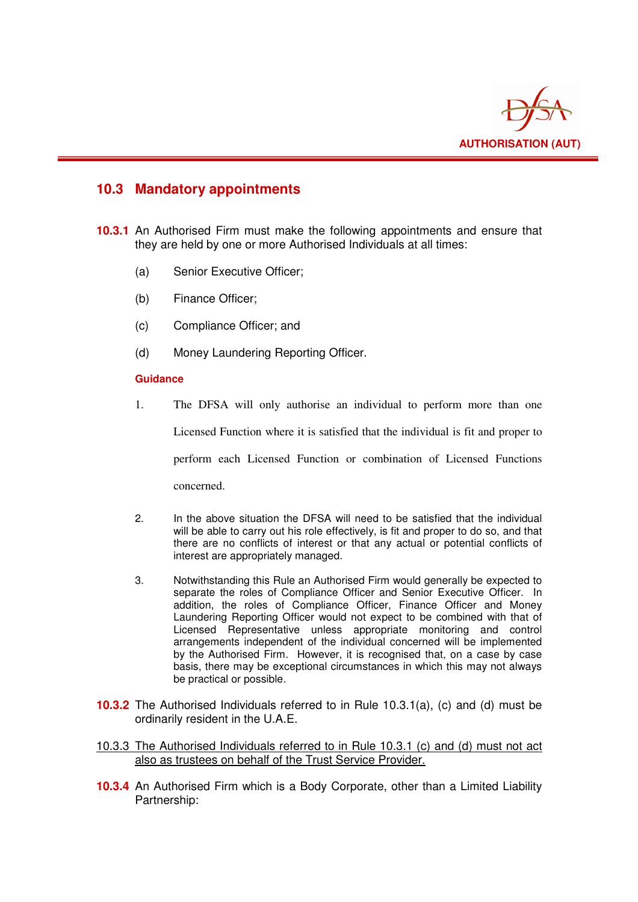## 10.3 Mandatory appointments

**10.3.1** An Authorised Firm must make the following appointments and ensure that they are held by one or more Authorised Individuals at all times:

(a) Senior Executive Officer;

(b) Finance Officer;

(c) Compliance Officer; and

(d) Money Laundering Reporting Officer.

**Guidance**

1. The DFSA will only authorise an individual to perform more than one Licensed Function where it is satisfied that the individual is fit and proper to perform each Licensed Function or combination of Licensed Functions concerned.

2. In the above situation the DFSA will need to be satisfied that the individual will be able to carry out his role effectively, is fit and proper to do so, and that there are no conflicts of interest or that any actual or potential conflicts of interest are appropriately managed.

3. Notwithstanding this Rule an Authorised Firm would generally be expected to separate the roles of Compliance Officer and Senior Executive Officer. In addition, the roles of Compliance Officer, Finance Officer and Money Laundering Reporting Officer would not expect to be combined with that of Licensed Representative unless appropriate monitoring and control arrangements independent of the individual concerned will be implemented by the Authorised Firm. However, it is recognised that, on a case by case basis, there may be exceptional circumstances in which this may not always be practical or possible.

**10.3.2** The Authorised Individuals referred to in Rule 10.3.1(a), (c) and (d) must be ordinarily resident in the U.A.E.

<u>10.3.3 The Authorised Individuals referred to in Rule 10.3.1 (c) and (d) must not act also as trustees on behalf of the Trust Service Provider.</u>

**10.3.4** An Authorised Firm which is a Body Corporate, other than a Limited Liability Partnership: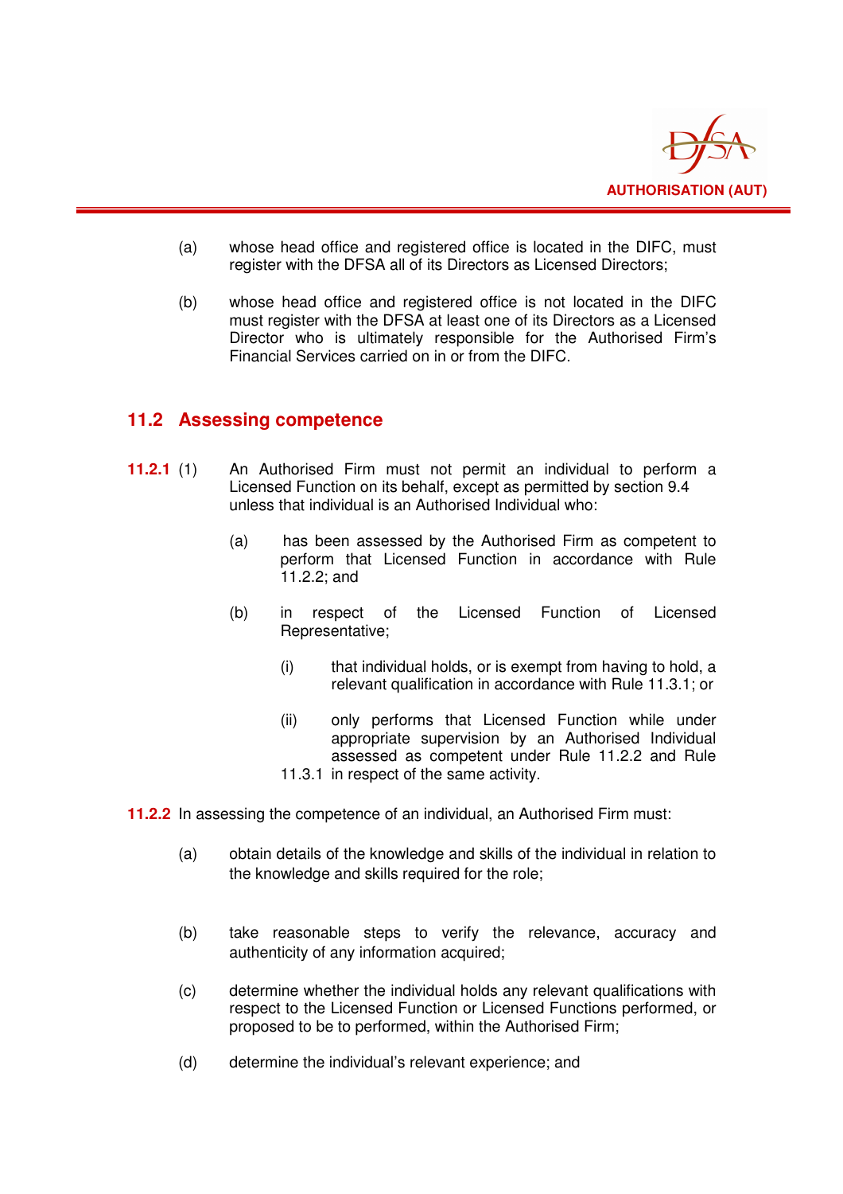(a) whose head office and registered office is located in the DIFC, must register with the DFSA all of its Directors as Licensed Directors;

(b) whose head office and registered office is not located in the DIFC must register with the DFSA at least one of its Directors as a Licensed Director who is ultimately responsible for the Authorised Firm's Financial Services carried on in or from the DIFC.

## 11.2 Assessing competence

**11.2.1** (1) An Authorised Firm must not permit an individual to perform a Licensed Function on its behalf, except as permitted by section 9.4 unless that individual is an Authorised Individual who:

(a) has been assessed by the Authorised Firm as competent to perform that Licensed Function in accordance with Rule 11.2.2; and

(b) in respect of the Licensed Function of Licensed Representative;

(i) that individual holds, or is exempt from having to hold, a relevant qualification in accordance with Rule 11.3.1; or

(ii) only performs that Licensed Function while under appropriate supervision by an Authorised Individual assessed as competent under Rule 11.2.2 and Rule 11.3.1 in respect of the same activity.

**11.2.2** In assessing the competence of an individual, an Authorised Firm must:

(a) obtain details of the knowledge and skills of the individual in relation to the knowledge and skills required for the role;

(b) take reasonable steps to verify the relevance, accuracy and authenticity of any information acquired;

(c) determine whether the individual holds any relevant qualifications with respect to the Licensed Function or Licensed Functions performed, or proposed to be to performed, within the Authorised Firm;

(d) determine the individual's relevant experience; and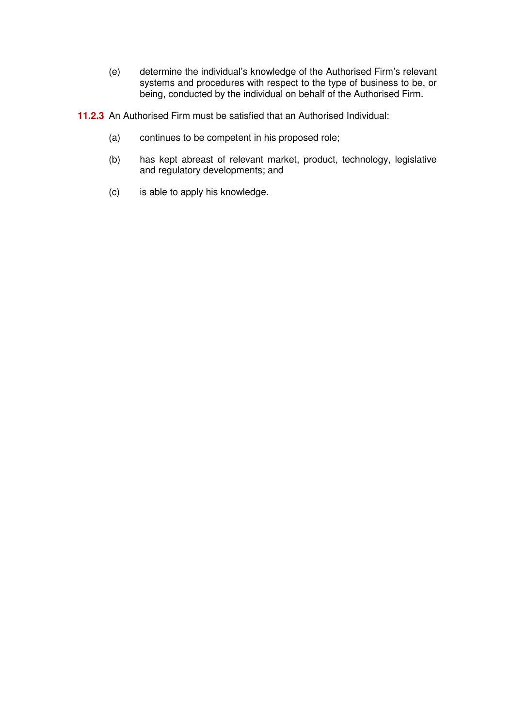(e) determine the individual's knowledge of the Authorised Firm's relevant systems and procedures with respect to the type of business to be, or being, conducted by the individual on behalf of the Authorised Firm.

**11.2.3** An Authorised Firm must be satisfied that an Authorised Individual:

(a) continues to be competent in his proposed role;

(b) has kept abreast of relevant market, product, technology, legislative and regulatory developments; and

(c) is able to apply his knowledge.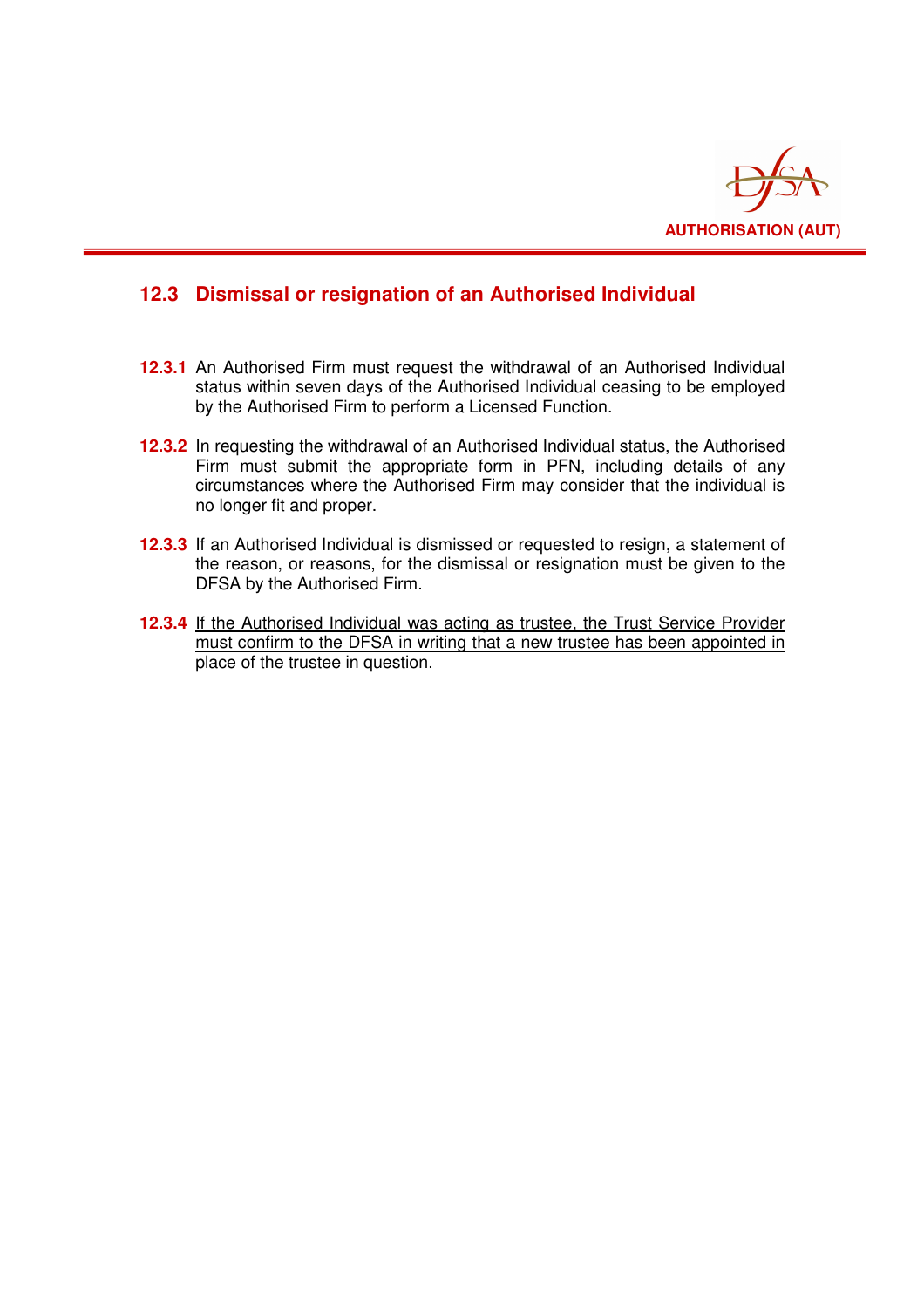## 12.3 Dismissal or resignation of an Authorised Individual

**12.3.1** An Authorised Firm must request the withdrawal of an Authorised Individual status within seven days of the Authorised Individual ceasing to be employed by the Authorised Firm to perform a Licensed Function.

**12.3.2** In requesting the withdrawal of an Authorised Individual status, the Authorised Firm must submit the appropriate form in PFN, including details of any circumstances where the Authorised Firm may consider that the individual is no longer fit and proper.

**12.3.3** If an Authorised Individual is dismissed or requested to resign, a statement of the reason, or reasons, for the dismissal or resignation must be given to the DFSA by the Authorised Firm.

**12.3.4** <u>If the Authorised Individual was acting as trustee, the Trust Service Provider must confirm to the DFSA in writing that a new trustee has been appointed in place of the trustee in question.</u>